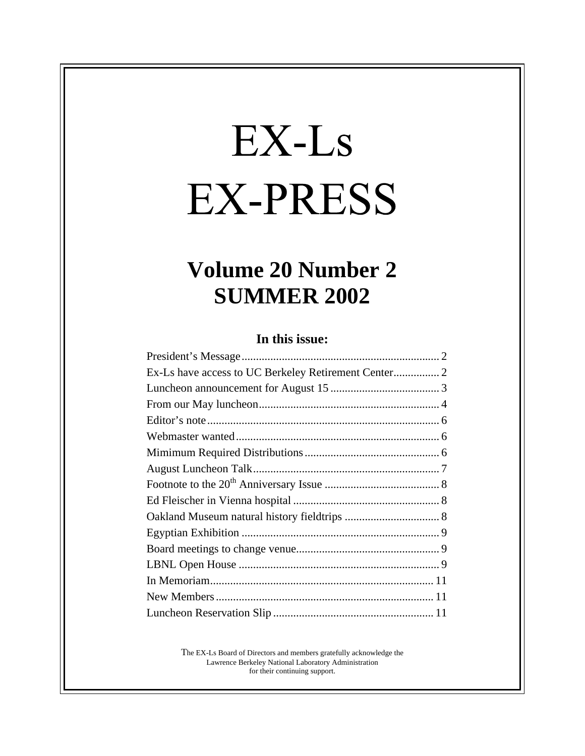# EX-Ls EX-PRESS

## Volume 20 Number 2
## SUMMER 2002

### In this issue:

| | |
|---|---|
| President's Message | 2 |
| Ex-Ls have access to UC Berkeley Retirement Center | 2 |
| Luncheon announcement for August 15 | 3 |
| From our May luncheon | 4 |
| Editor's note | 6 |
| Webmaster wanted | 6 |
| Mimimum Required Distributions | 6 |
| August Luncheon Talk | 7 |
| Footnote to the 20th Anniversary Issue | 8 |
| Ed Fleischer in Vienna hospital | 8 |
| Oakland Museum natural history fieldtrips | 8 |
| Egyptian Exhibition | 9 |
| Board meetings to change venue | 9 |
| LBNL Open House | 9 |
| In Memoriam | 11 |
| New Members | 11 |
| Luncheon Reservation Slip | 11 |

The EX-Ls Board of Directors and members gratefully acknowledge the Lawrence Berkeley National Laboratory Administration for their continuing support.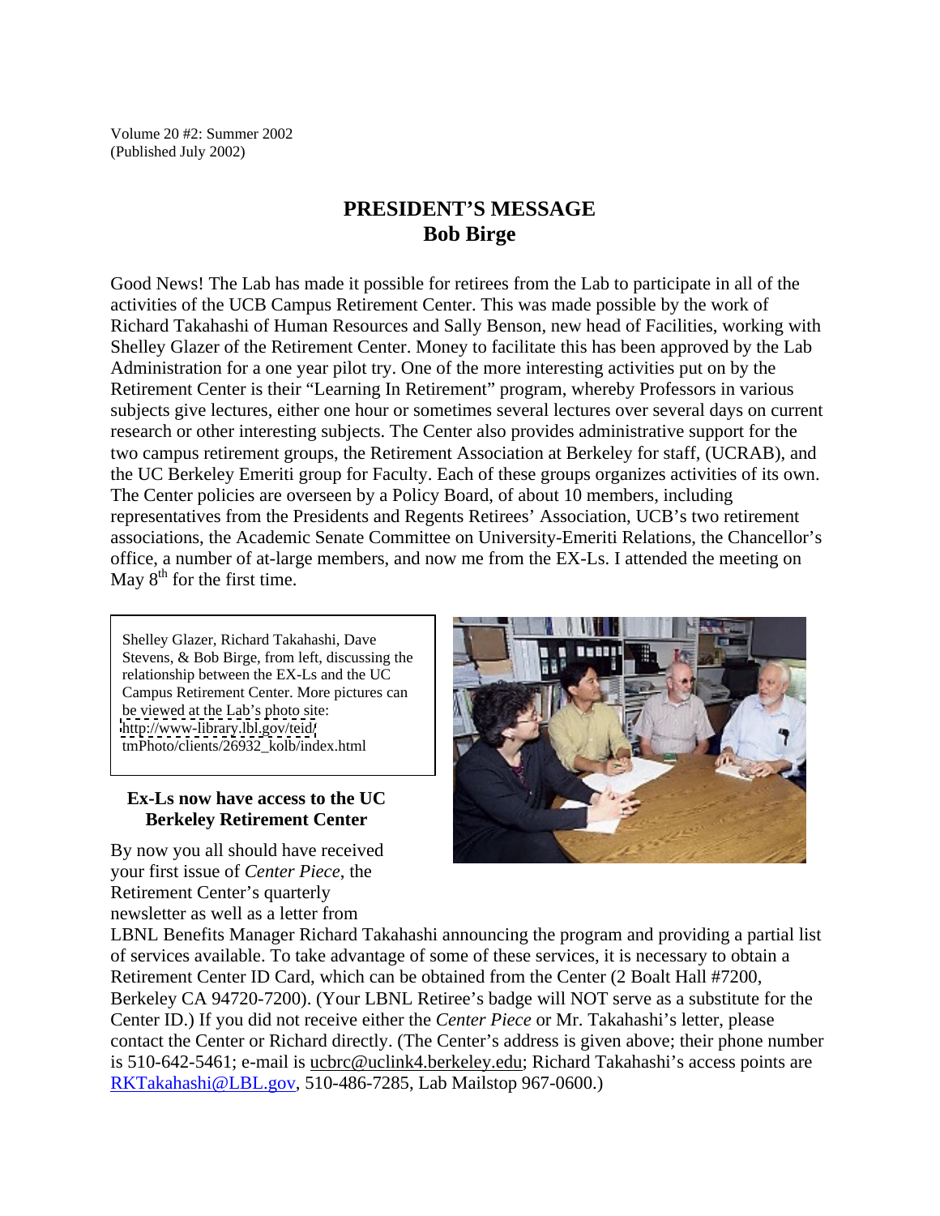Volume 20 #2: Summer 2002
(Published July 2002)

## PRESIDENT'S MESSAGE
## Bob Birge

Good News! The Lab has made it possible for retirees from the Lab to participate in all of the activities of the UCB Campus Retirement Center. This was made possible by the work of Richard Takahashi of Human Resources and Sally Benson, new head of Facilities, working with Shelley Glazer of the Retirement Center. Money to facilitate this has been approved by the Lab Administration for a one year pilot try. One of the more interesting activities put on by the Retirement Center is their "Learning In Retirement" program, whereby Professors in various subjects give lectures, either one hour or sometimes several lectures over several days on current research or other interesting subjects. The Center also provides administrative support for the two campus retirement groups, the Retirement Association at Berkeley for staff, (UCRAB), and the UC Berkeley Emeriti group for Faculty. Each of these groups organizes activities of its own. The Center policies are overseen by a Policy Board, of about 10 members, including representatives from the Presidents and Regents Retirees' Association, UCB's two retirement associations, the Academic Senate Committee on University-Emeriti Relations, the Chancellor's office, a number of at-large members, and now me from the EX-Ls. I attended the meeting on May 8th for the first time.

Shelley Glazer, Richard Takahashi, Dave Stevens, & Bob Birge, from left, discussing the relationship between the EX-Ls and the UC Campus Retirement Center. More pictures can be viewed at the Lab's photo site: http://www-library.lbl.gov/teid/tmPhoto/clients/26932_kolb/index.html

### Ex-Ls now have access to the UC Berkeley Retirement Center

By now you all should have received your first issue of *Center Piece*, the Retirement Center's quarterly newsletter as well as a letter from LBNL Benefits Manager Richard Takahashi announcing the program and providing a partial list of services available. To take advantage of some of these services, it is necessary to obtain a Retirement Center ID Card, which can be obtained from the Center (2 Boalt Hall #7200, Berkeley CA 94720-7200). (Your LBNL Retiree's badge will NOT serve as a substitute for the Center ID.) If you did not receive either the *Center Piece* or Mr. Takahashi's letter, please contact the Center or Richard directly. (The Center's address is given above; their phone number is 510-642-5461; e-mail is ucbrc@uclink4.berkeley.edu; Richard Takahashi's access points are RKTakahashi@LBL.gov, 510-486-7285, Lab Mailstop 967-0600.)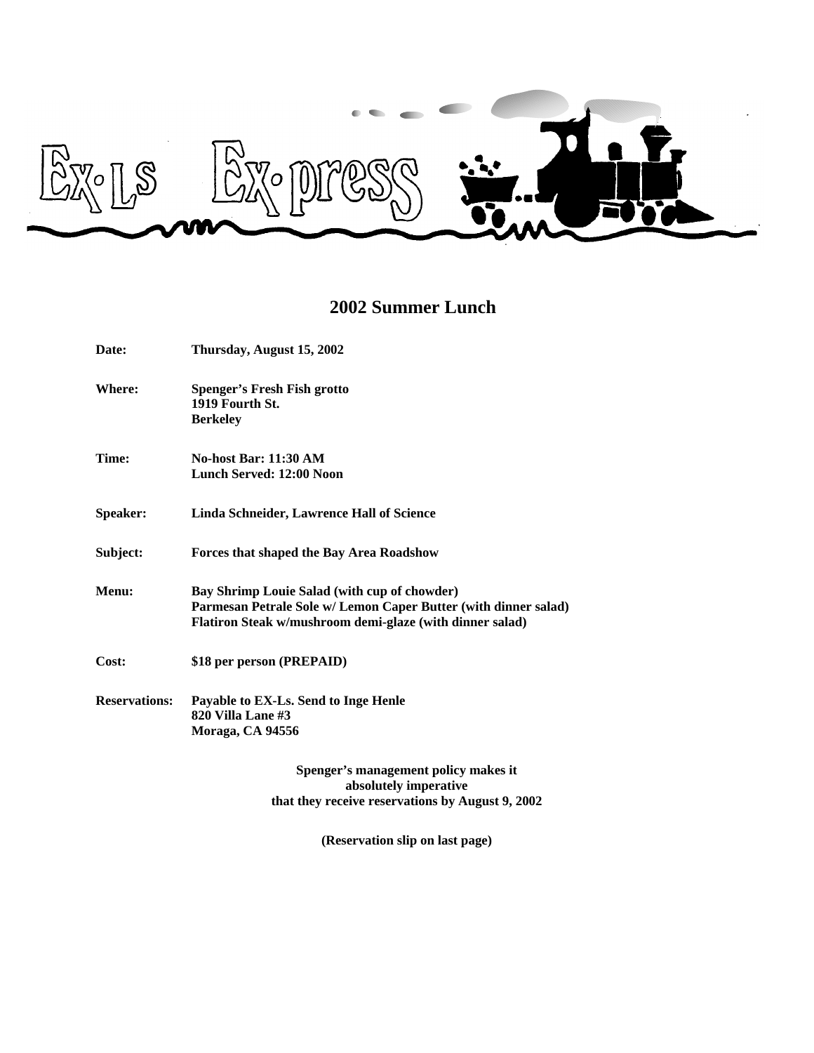Ex·Ls Ex·press

## 2002 Summer Lunch

| | |
|---|---|
| **Date:** | **Thursday, August 15, 2002** |
| **Where:** | **Spenger's Fresh Fish grotto**<br>**1919 Fourth St.**<br>**Berkeley** |
| **Time:** | **No-host Bar: 11:30 AM**<br>**Lunch Served: 12:00 Noon** |
| **Speaker:** | **Linda Schneider, Lawrence Hall of Science** |
| **Subject:** | **Forces that shaped the Bay Area Roadshow** |
| **Menu:** | **Bay Shrimp Louie Salad (with cup of chowder)**<br>**Parmesan Petrale Sole w/ Lemon Caper Butter (with dinner salad)**<br>**Flatiron Steak w/mushroom demi-glaze (with dinner salad)** |
| **Cost:** | **$18 per person (PREPAID)** |
| **Reservations:** | **Payable to EX-Ls. Send to Inge Henle**<br>**820 Villa Lane #3**<br>**Moraga, CA 94556** |

**Spenger's management policy makes it absolutely imperative that they receive reservations by August 9, 2002**

**(Reservation slip on last page)**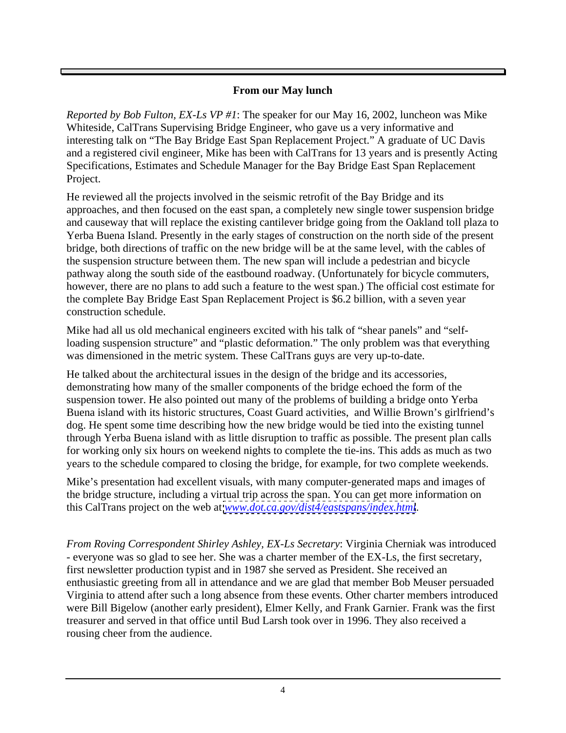## From our May lunch

*Reported by Bob Fulton, EX-Ls VP #1*: The speaker for our May 16, 2002, luncheon was Mike Whiteside, CalTrans Supervising Bridge Engineer, who gave us a very informative and interesting talk on "The Bay Bridge East Span Replacement Project." A graduate of UC Davis and a registered civil engineer, Mike has been with CalTrans for 13 years and is presently Acting Specifications, Estimates and Schedule Manager for the Bay Bridge East Span Replacement Project.

He reviewed all the projects involved in the seismic retrofit of the Bay Bridge and its approaches, and then focused on the east span, a completely new single tower suspension bridge and causeway that will replace the existing cantilever bridge going from the Oakland toll plaza to Yerba Buena Island. Presently in the early stages of construction on the north side of the present bridge, both directions of traffic on the new bridge will be at the same level, with the cables of the suspension structure between them. The new span will include a pedestrian and bicycle pathway along the south side of the eastbound roadway. (Unfortunately for bicycle commuters, however, there are no plans to add such a feature to the west span.) The official cost estimate for the complete Bay Bridge East Span Replacement Project is $6.2 billion, with a seven year construction schedule.

Mike had all us old mechanical engineers excited with his talk of "shear panels" and "self-loading suspension structure" and "plastic deformation." The only problem was that everything was dimensioned in the metric system. These CalTrans guys are very up-to-date.

He talked about the architectural issues in the design of the bridge and its accessories, demonstrating how many of the smaller components of the bridge echoed the form of the suspension tower. He also pointed out many of the problems of building a bridge onto Yerba Buena island with its historic structures, Coast Guard activities, and Willie Brown's girlfriend's dog. He spent some time describing how the new bridge would be tied into the existing tunnel through Yerba Buena island with as little disruption to traffic as possible. The present plan calls for working only six hours on weekend nights to complete the tie-ins. This adds as much as two years to the schedule compared to closing the bridge, for example, for two complete weekends.

Mike's presentation had excellent visuals, with many computer-generated maps and images of the bridge structure, including a virtual trip across the span. You can get more information on this CalTrans project on the web at *www.dot.ca.gov/dist4/eastspans/index.html*.

*From Roving Correspondent Shirley Ashley, EX-Ls Secretary*: Virginia Cherniak was introduced - everyone was so glad to see her. She was a charter member of the EX-Ls, the first secretary, first newsletter production typist and in 1987 she served as President. She received an enthusiastic greeting from all in attendance and we are glad that member Bob Meuser persuaded Virginia to attend after such a long absence from these events. Other charter members introduced were Bill Bigelow (another early president), Elmer Kelly, and Frank Garnier. Frank was the first treasurer and served in that office until Bud Larsh took over in 1996. They also received a rousing cheer from the audience.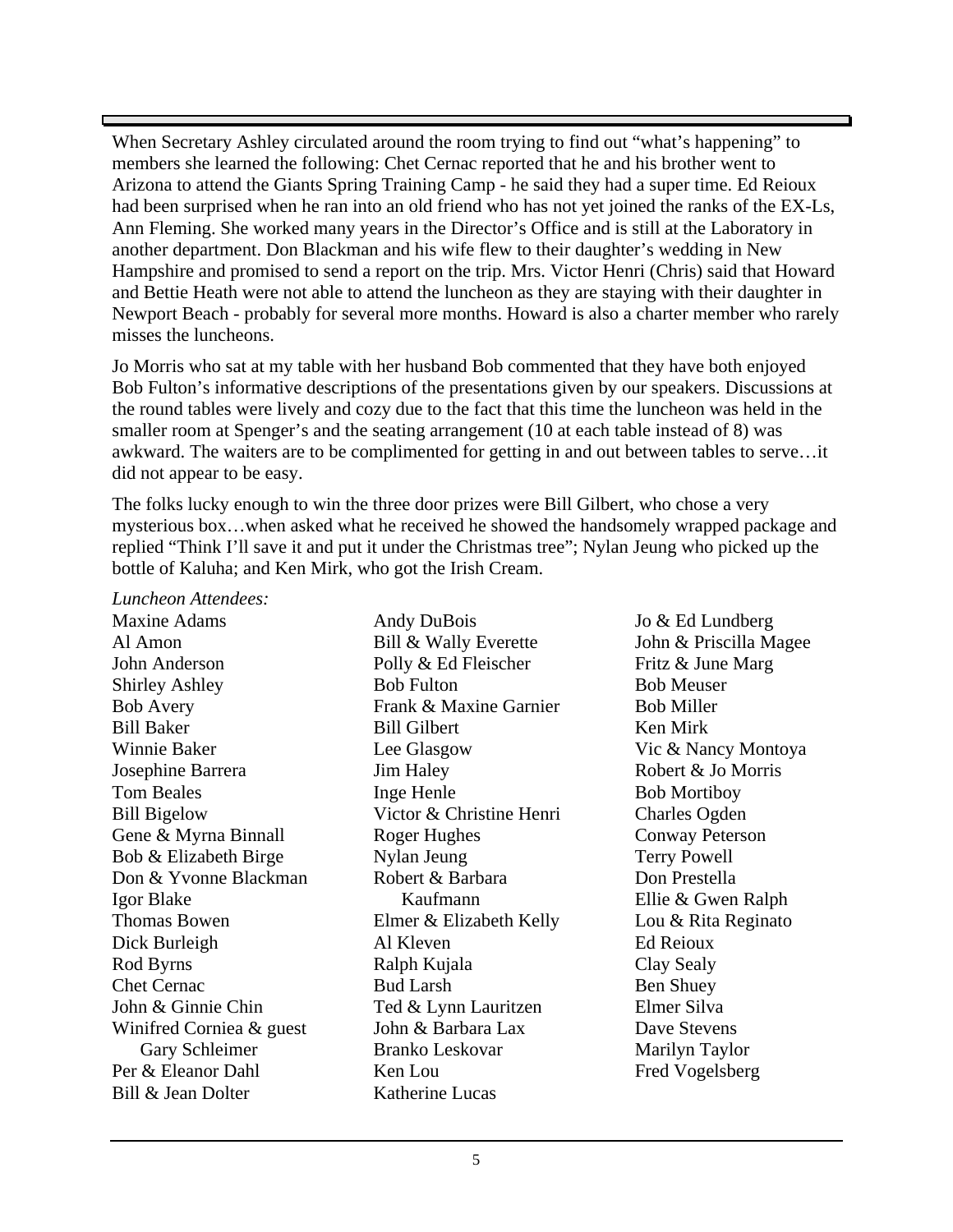When Secretary Ashley circulated around the room trying to find out "what's happening" to members she learned the following: Chet Cernac reported that he and his brother went to Arizona to attend the Giants Spring Training Camp - he said they had a super time. Ed Reioux had been surprised when he ran into an old friend who has not yet joined the ranks of the EX-Ls, Ann Fleming. She worked many years in the Director's Office and is still at the Laboratory in another department. Don Blackman and his wife flew to their daughter's wedding in New Hampshire and promised to send a report on the trip. Mrs. Victor Henri (Chris) said that Howard and Bettie Heath were not able to attend the luncheon as they are staying with their daughter in Newport Beach - probably for several more months. Howard is also a charter member who rarely misses the luncheons.

Jo Morris who sat at my table with her husband Bob commented that they have both enjoyed Bob Fulton's informative descriptions of the presentations given by our speakers. Discussions at the round tables were lively and cozy due to the fact that this time the luncheon was held in the smaller room at Spenger's and the seating arrangement (10 at each table instead of 8) was awkward. The waiters are to be complimented for getting in and out between tables to serve…it did not appear to be easy.

The folks lucky enough to win the three door prizes were Bill Gilbert, who chose a very mysterious box…when asked what he received he showed the handsomely wrapped package and replied "Think I'll save it and put it under the Christmas tree"; Nylan Jeung who picked up the bottle of Kaluha; and Ken Mirk, who got the Irish Cream.

*Luncheon Attendees:*

Maxine Adams
Al Amon
John Anderson
Shirley Ashley
Bob Avery
Bill Baker
Winnie Baker
Josephine Barrera
Tom Beales
Bill Bigelow
Gene & Myrna Binnall
Bob & Elizabeth Birge
Don & Yvonne Blackman
Igor Blake
Thomas Bowen
Dick Burleigh
Rod Byrns
Chet Cernac
John & Ginnie Chin
Winifred Corniea & guest Gary Schleimer
Per & Eleanor Dahl
Bill & Jean Dolter
Andy DuBois
Bill & Wally Everette
Polly & Ed Fleischer
Bob Fulton
Frank & Maxine Garnier
Bill Gilbert
Lee Glasgow
Jim Haley
Inge Henle
Victor & Christine Henri
Roger Hughes
Nylan Jeung
Robert & Barbara Kaufmann
Elmer & Elizabeth Kelly
Al Kleven
Ralph Kujala
Bud Larsh
Ted & Lynn Lauritzen
John & Barbara Lax
Branko Leskovar
Ken Lou
Katherine Lucas
Jo & Ed Lundberg
John & Priscilla Magee
Fritz & June Marg
Bob Meuser
Bob Miller
Ken Mirk
Vic & Nancy Montoya
Robert & Jo Morris
Bob Mortiboy
Charles Ogden
Conway Peterson
Terry Powell
Don Prestella
Ellie & Gwen Ralph
Lou & Rita Reginato
Ed Reioux
Clay Sealy
Ben Shuey
Elmer Silva
Dave Stevens
Marilyn Taylor
Fred Vogelsberg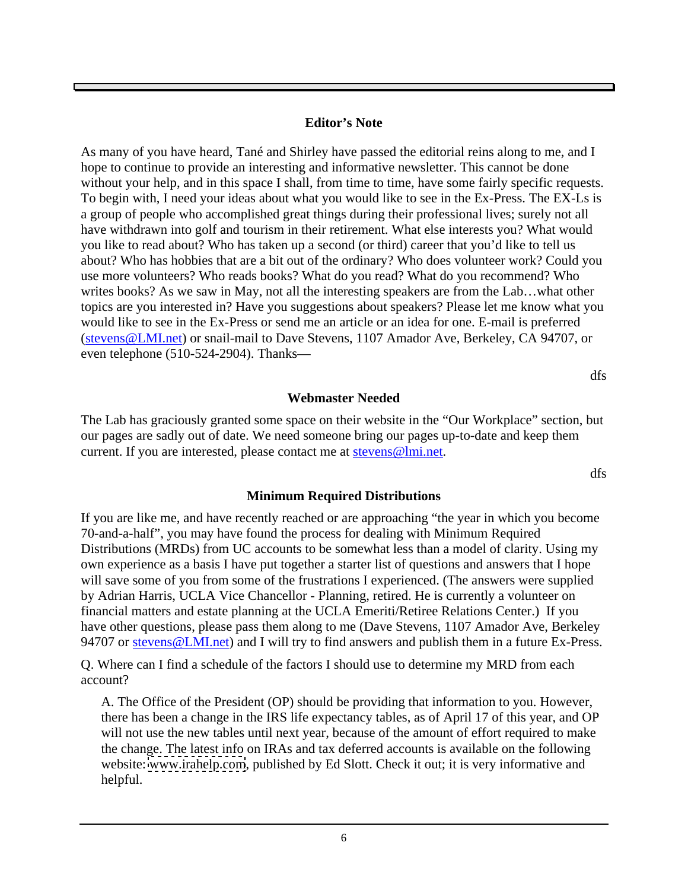## Editor's Note

As many of you have heard, Tané and Shirley have passed the editorial reins along to me, and I hope to continue to provide an interesting and informative newsletter. This cannot be done without your help, and in this space I shall, from time to time, have some fairly specific requests. To begin with, I need your ideas about what you would like to see in the Ex-Press. The EX-Ls is a group of people who accomplished great things during their professional lives; surely not all have withdrawn into golf and tourism in their retirement. What else interests you? What would you like to read about? Who has taken up a second (or third) career that you'd like to tell us about? Who has hobbies that are a bit out of the ordinary? Who does volunteer work? Could you use more volunteers? Who reads books? What do you read? What do you recommend? Who writes books? As we saw in May, not all the interesting speakers are from the Lab…what other topics are you interested in? Have you suggestions about speakers? Please let me know what you would like to see in the Ex-Press or send me an article or an idea for one. E-mail is preferred (stevens@LMI.net) or snail-mail to Dave Stevens, 1107 Amador Ave, Berkeley, CA 94707, or even telephone (510-524-2904). Thanks—

dfs

## Webmaster Needed

The Lab has graciously granted some space on their website in the "Our Workplace" section, but our pages are sadly out of date. We need someone bring our pages up-to-date and keep them current. If you are interested, please contact me at stevens@lmi.net.

dfs

## Minimum Required Distributions

If you are like me, and have recently reached or are approaching "the year in which you become 70-and-a-half", you may have found the process for dealing with Minimum Required Distributions (MRDs) from UC accounts to be somewhat less than a model of clarity. Using my own experience as a basis I have put together a starter list of questions and answers that I hope will save some of you from some of the frustrations I experienced. (The answers were supplied by Adrian Harris, UCLA Vice Chancellor - Planning, retired. He is currently a volunteer on financial matters and estate planning at the UCLA Emeriti/Retiree Relations Center.) If you have other questions, please pass them along to me (Dave Stevens, 1107 Amador Ave, Berkeley 94707 or stevens@LMI.net) and I will try to find answers and publish them in a future Ex-Press.

Q. Where can I find a schedule of the factors I should use to determine my MRD from each account?

> A. The Office of the President (OP) should be providing that information to you. However, there has been a change in the IRS life expectancy tables, as of April 17 of this year, and OP will not use the new tables until next year, because of the amount of effort required to make the change. The latest info on IRAs and tax deferred accounts is available on the following website: www.irahelp.com, published by Ed Slott. Check it out; it is very informative and helpful.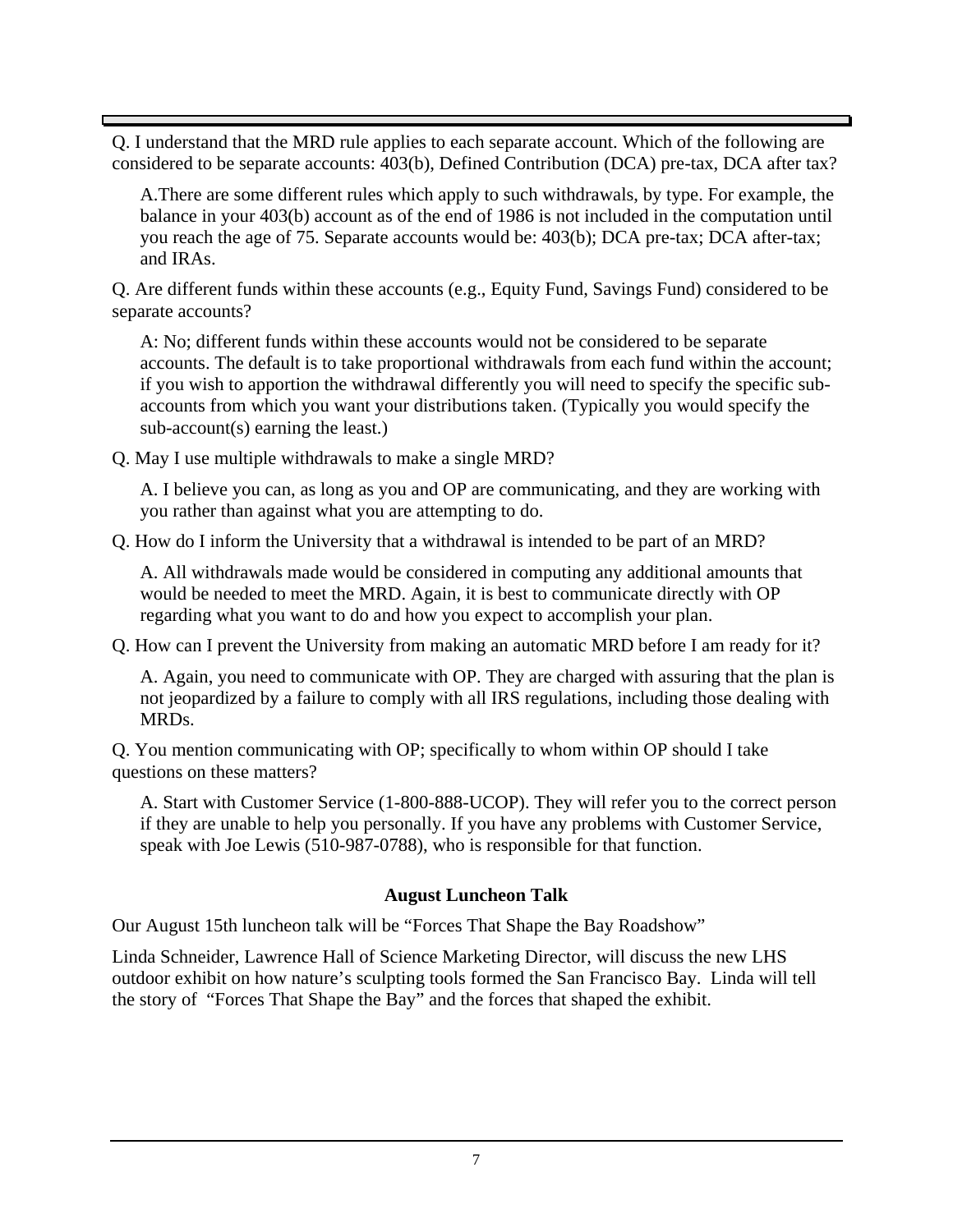Q. I understand that the MRD rule applies to each separate account. Which of the following are considered to be separate accounts: 403(b), Defined Contribution (DCA) pre-tax, DCA after tax?

A.There are some different rules which apply to such withdrawals, by type. For example, the balance in your 403(b) account as of the end of 1986 is not included in the computation until you reach the age of 75. Separate accounts would be: 403(b); DCA pre-tax; DCA after-tax; and IRAs.

Q. Are different funds within these accounts (e.g., Equity Fund, Savings Fund) considered to be separate accounts?

A: No; different funds within these accounts would not be considered to be separate accounts. The default is to take proportional withdrawals from each fund within the account; if you wish to apportion the withdrawal differently you will need to specify the specific sub-accounts from which you want your distributions taken. (Typically you would specify the sub-account(s) earning the least.)

Q. May I use multiple withdrawals to make a single MRD?

A. I believe you can, as long as you and OP are communicating, and they are working with you rather than against what you are attempting to do.

Q. How do I inform the University that a withdrawal is intended to be part of an MRD?

A. All withdrawals made would be considered in computing any additional amounts that would be needed to meet the MRD. Again, it is best to communicate directly with OP regarding what you want to do and how you expect to accomplish your plan.

Q. How can I prevent the University from making an automatic MRD before I am ready for it?

A. Again, you need to communicate with OP. They are charged with assuring that the plan is not jeopardized by a failure to comply with all IRS regulations, including those dealing with MRDs.

Q. You mention communicating with OP; specifically to whom within OP should I take questions on these matters?

A. Start with Customer Service (1-800-888-UCOP). They will refer you to the correct person if they are unable to help you personally. If you have any problems with Customer Service, speak with Joe Lewis (510-987-0788), who is responsible for that function.

## August Luncheon Talk

Our August 15th luncheon talk will be "Forces That Shape the Bay Roadshow"

Linda Schneider, Lawrence Hall of Science Marketing Director, will discuss the new LHS outdoor exhibit on how nature's sculpting tools formed the San Francisco Bay. Linda will tell the story of "Forces That Shape the Bay" and the forces that shaped the exhibit.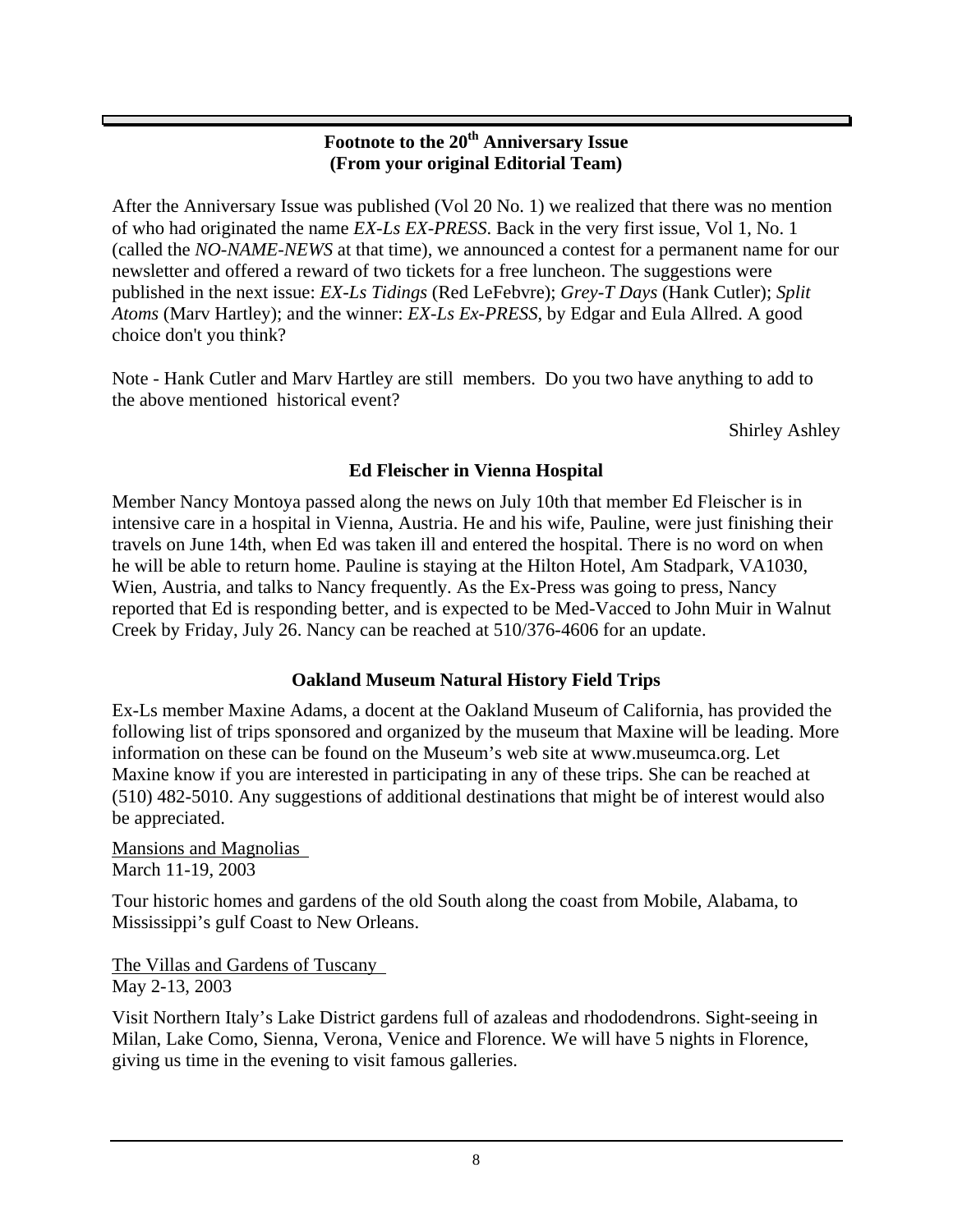## Footnote to the 20th Anniversary Issue
## (From your original Editorial Team)

After the Anniversary Issue was published (Vol 20 No. 1) we realized that there was no mention of who had originated the name *EX-Ls EX-PRESS*. Back in the very first issue, Vol 1, No. 1 (called the *NO-NAME-NEWS* at that time), we announced a contest for a permanent name for our newsletter and offered a reward of two tickets for a free luncheon. The suggestions were published in the next issue: *EX-Ls Tidings* (Red LeFebvre); *Grey-T Days* (Hank Cutler); *Split Atoms* (Marv Hartley); and the winner: *EX-Ls Ex-PRESS*, by Edgar and Eula Allred. A good choice don't you think?

Note - Hank Cutler and Marv Hartley are still members. Do you two have anything to add to the above mentioned historical event?

Shirley Ashley

## Ed Fleischer in Vienna Hospital

Member Nancy Montoya passed along the news on July 10th that member Ed Fleischer is in intensive care in a hospital in Vienna, Austria. He and his wife, Pauline, were just finishing their travels on June 14th, when Ed was taken ill and entered the hospital. There is no word on when he will be able to return home. Pauline is staying at the Hilton Hotel, Am Stadpark, VA1030, Wien, Austria, and talks to Nancy frequently. As the Ex-Press was going to press, Nancy reported that Ed is responding better, and is expected to be Med-Vacced to John Muir in Walnut Creek by Friday, July 26. Nancy can be reached at 510/376-4606 for an update.

## Oakland Museum Natural History Field Trips

Ex-Ls member Maxine Adams, a docent at the Oakland Museum of California, has provided the following list of trips sponsored and organized by the museum that Maxine will be leading. More information on these can be found on the Museum's web site at www.museumca.org. Let Maxine know if you are interested in participating in any of these trips. She can be reached at (510) 482-5010. Any suggestions of additional destinations that might be of interest would also be appreciated.

Mansions and Magnolias
March 11-19, 2003

Tour historic homes and gardens of the old South along the coast from Mobile, Alabama, to Mississippi's gulf Coast to New Orleans.

The Villas and Gardens of Tuscany
May 2-13, 2003

Visit Northern Italy's Lake District gardens full of azaleas and rhododendrons. Sight-seeing in Milan, Lake Como, Sienna, Verona, Venice and Florence. We will have 5 nights in Florence, giving us time in the evening to visit famous galleries.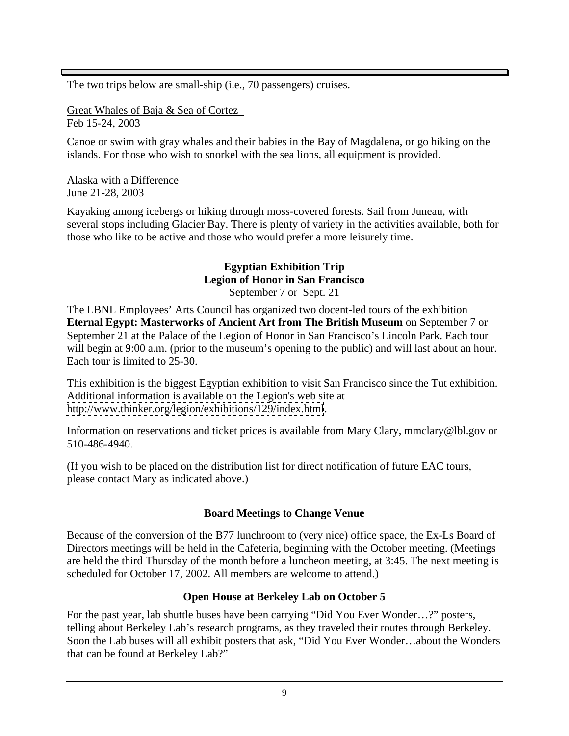The two trips below are small-ship (i.e., 70 passengers) cruises.

Great Whales of Baja & Sea of Cortez
Feb 15-24, 2003

Canoe or swim with gray whales and their babies in the Bay of Magdalena, or go hiking on the islands. For those who wish to snorkel with the sea lions, all equipment is provided.

Alaska with a Difference
June 21-28, 2003

Kayaking among icebergs or hiking through moss-covered forests. Sail from Juneau, with several stops including Glacier Bay. There is plenty of variety in the activities available, both for those who like to be active and those who would prefer a more leisurely time.

### Egyptian Exhibition Trip
### Legion of Honor in San Francisco

September 7 or Sept. 21

The LBNL Employees' Arts Council has organized two docent-led tours of the exhibition **Eternal Egypt: Masterworks of Ancient Art from The British Museum** on September 7 or September 21 at the Palace of the Legion of Honor in San Francisco's Lincoln Park. Each tour will begin at 9:00 a.m. (prior to the museum's opening to the public) and will last about an hour. Each tour is limited to 25-30.

This exhibition is the biggest Egyptian exhibition to visit San Francisco since the Tut exhibition. Additional information is available on the Legion's web site at http://www.thinker.org/legion/exhibitions/129/index.html.

Information on reservations and ticket prices is available from Mary Clary, mmclary@lbl.gov or 510-486-4940.

(If you wish to be placed on the distribution list for direct notification of future EAC tours, please contact Mary as indicated above.)

### Board Meetings to Change Venue

Because of the conversion of the B77 lunchroom to (very nice) office space, the Ex-Ls Board of Directors meetings will be held in the Cafeteria, beginning with the October meeting. (Meetings are held the third Thursday of the month before a luncheon meeting, at 3:45. The next meeting is scheduled for October 17, 2002. All members are welcome to attend.)

### Open House at Berkeley Lab on October 5

For the past year, lab shuttle buses have been carrying "Did You Ever Wonder…?" posters, telling about Berkeley Lab's research programs, as they traveled their routes through Berkeley. Soon the Lab buses will all exhibit posters that ask, "Did You Ever Wonder…about the Wonders that can be found at Berkeley Lab?"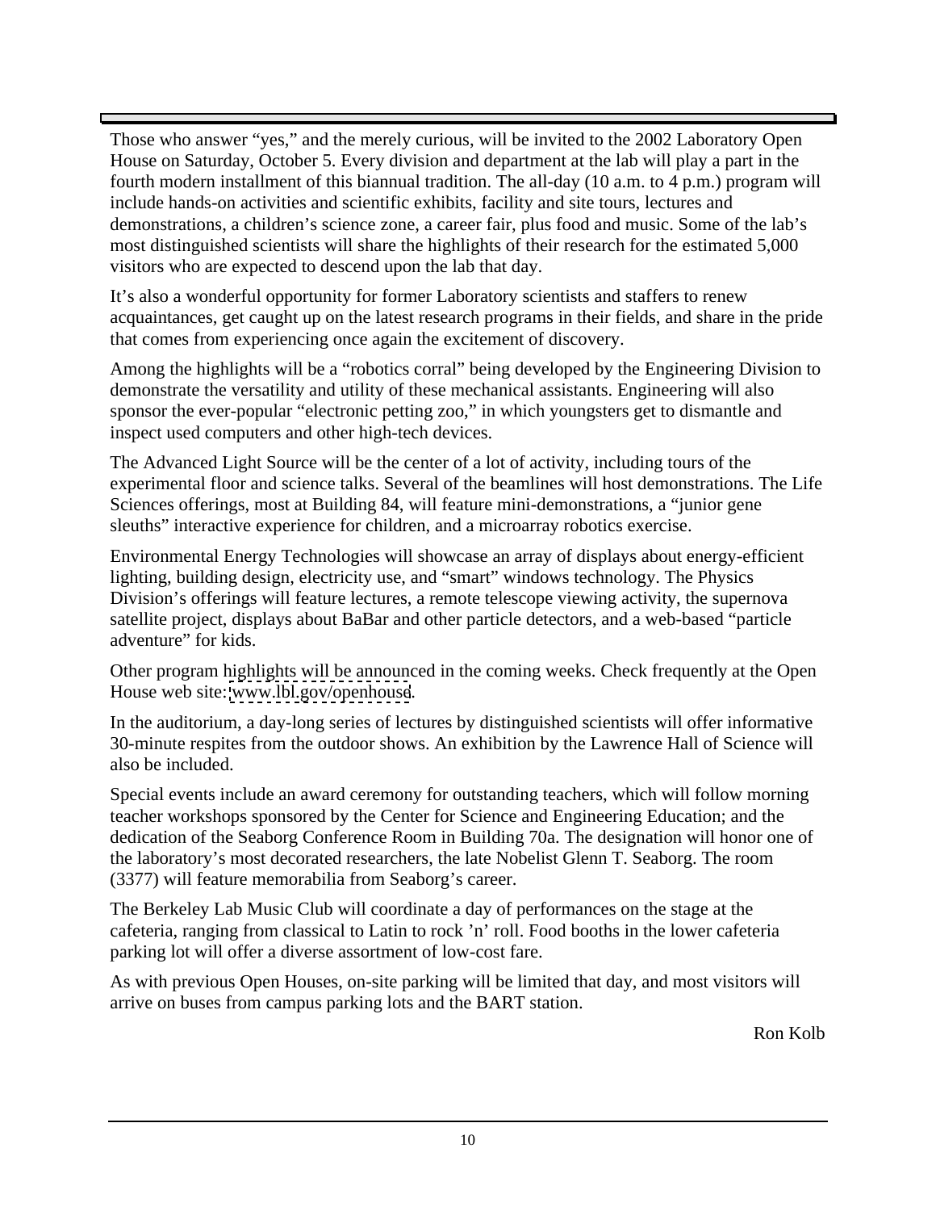Those who answer “yes,” and the merely curious, will be invited to the 2002 Laboratory Open House on Saturday, October 5. Every division and department at the lab will play a part in the fourth modern installment of this biannual tradition. The all-day (10 a.m. to 4 p.m.) program will include hands-on activities and scientific exhibits, facility and site tours, lectures and demonstrations, a children’s science zone, a career fair, plus food and music. Some of the lab’s most distinguished scientists will share the highlights of their research for the estimated 5,000 visitors who are expected to descend upon the lab that day.

It’s also a wonderful opportunity for former Laboratory scientists and staffers to renew acquaintances, get caught up on the latest research programs in their fields, and share in the pride that comes from experiencing once again the excitement of discovery.

Among the highlights will be a “robotics corral” being developed by the Engineering Division to demonstrate the versatility and utility of these mechanical assistants. Engineering will also sponsor the ever-popular “electronic petting zoo,” in which youngsters get to dismantle and inspect used computers and other high-tech devices.

The Advanced Light Source will be the center of a lot of activity, including tours of the experimental floor and science talks. Several of the beamlines will host demonstrations. The Life Sciences offerings, most at Building 84, will feature mini-demonstrations, a “junior gene sleuths” interactive experience for children, and a microarray robotics exercise.

Environmental Energy Technologies will showcase an array of displays about energy-efficient lighting, building design, electricity use, and “smart” windows technology. The Physics Division’s offerings will feature lectures, a remote telescope viewing activity, the supernova satellite project, displays about BaBar and other particle detectors, and a web-based “particle adventure” for kids.

Other program highlights will be announced in the coming weeks. Check frequently at the Open House web site: www.lbl.gov/openhouse.

In the auditorium, a day-long series of lectures by distinguished scientists will offer informative 30-minute respites from the outdoor shows. An exhibition by the Lawrence Hall of Science will also be included.

Special events include an award ceremony for outstanding teachers, which will follow morning teacher workshops sponsored by the Center for Science and Engineering Education; and the dedication of the Seaborg Conference Room in Building 70a. The designation will honor one of the laboratory’s most decorated researchers, the late Nobelist Glenn T. Seaborg. The room (3377) will feature memorabilia from Seaborg’s career.

The Berkeley Lab Music Club will coordinate a day of performances on the stage at the cafeteria, ranging from classical to Latin to rock ’n’ roll. Food booths in the lower cafeteria parking lot will offer a diverse assortment of low-cost fare.

As with previous Open Houses, on-site parking will be limited that day, and most visitors will arrive on buses from campus parking lots and the BART station.

Ron Kolb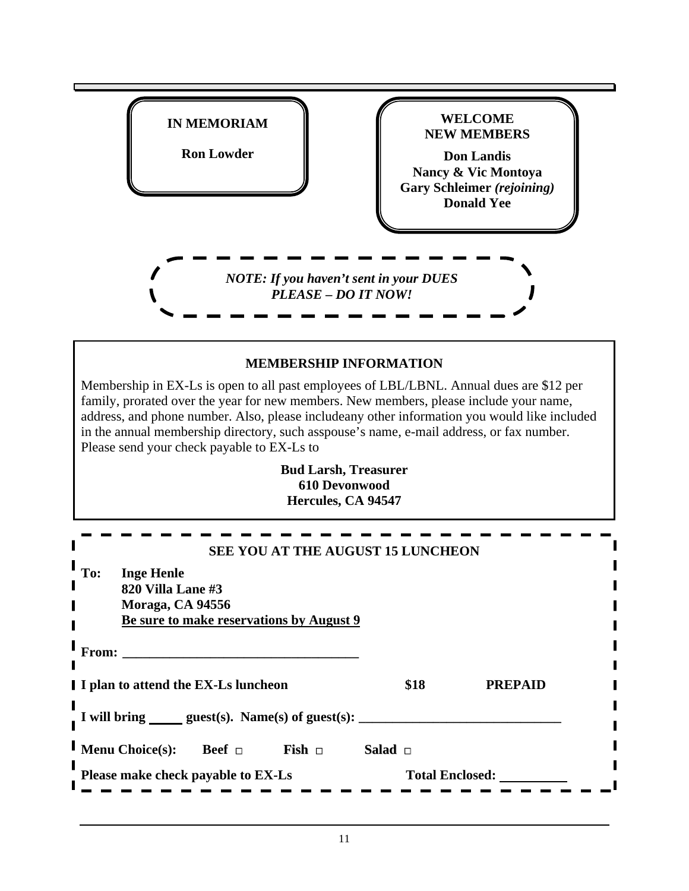**IN MEMORIAM**

**Ron Lowder**

**WELCOME NEW MEMBERS**

**Don Landis**
**Nancy & Vic Montoya**
**Gary Schleimer *(rejoining)***
**Donald Yee**

***NOTE: If you haven't sent in your DUES PLEASE – DO IT NOW!***

## MEMBERSHIP INFORMATION

Membership in EX-Ls is open to all past employees of LBL/LBNL. Annual dues are $12 per family, prorated over the year for new members. New members, please include your name, address, and phone number. Also, please includeany other information you would like included in the annual membership directory, such asspouse's name, e-mail address, or fax number. Please send your check payable to EX-Ls to

**Bud Larsh, Treasurer**
**610 Devonwood**
**Hercules, CA 94547**

## SEE YOU AT THE AUGUST 15 LUNCHEON

**To: Inge Henle**
**820 Villa Lane #3**
**Moraga, CA 94556**
**<u>Be sure to make reservations by August 9</u>**

**From: ___________________________________**

**I plan to attend the EX-Ls luncheon $18 PREPAID**

**I will bring _____ guest(s). Name(s) of guest(s): _____________________________**

**Menu Choice(s): Beef □ Fish □ Salad □**

**Please make check payable to EX-Ls Total Enclosed: __________**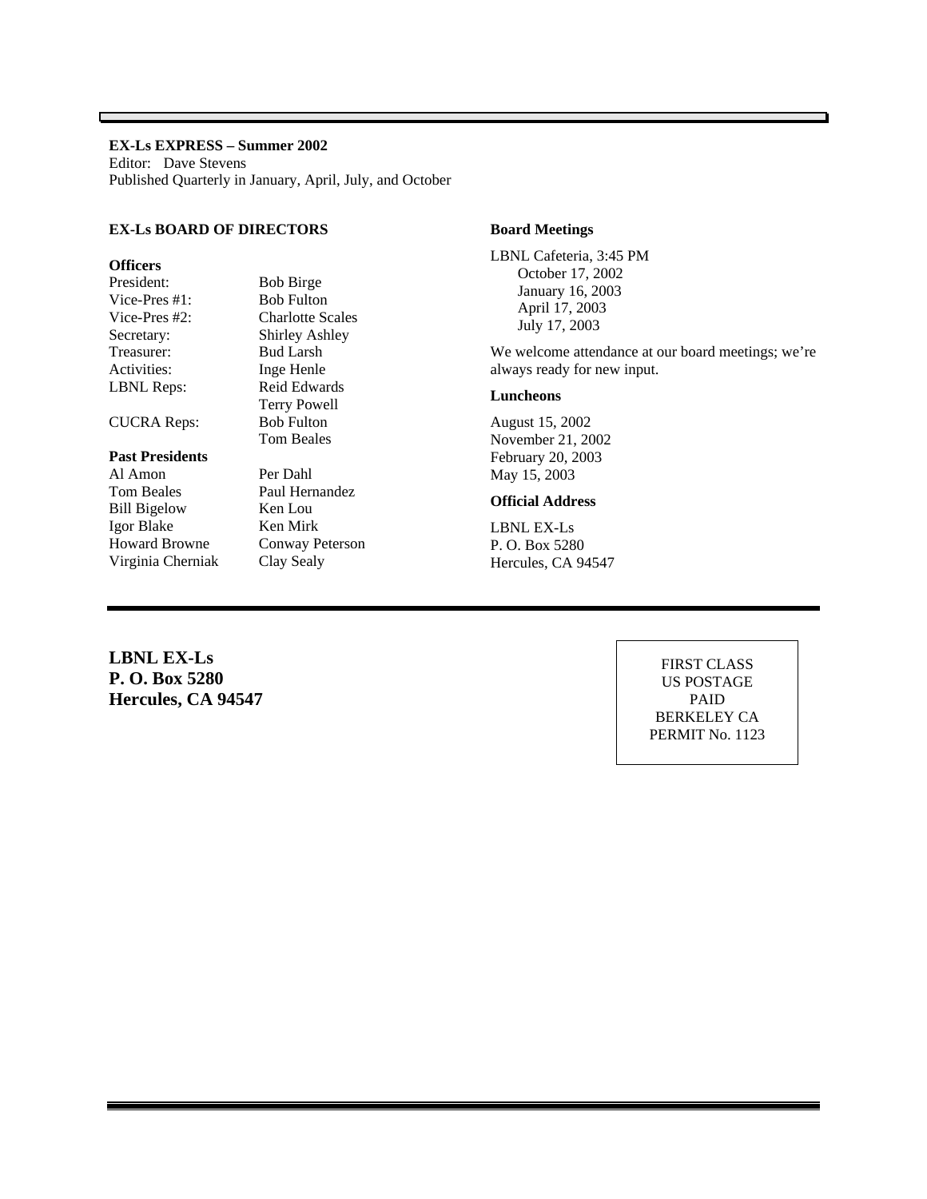**EX-Ls EXPRESS – Summer 2002**
Editor: Dave Stevens
Published Quarterly in January, April, July, and October

**EX-Ls BOARD OF DIRECTORS**

**Officers**

| | |
|---|---|
| President: | Bob Birge |
| Vice-Pres #1: | Bob Fulton |
| Vice-Pres #2: | Charlotte Scales |
| Secretary: | Shirley Ashley |
| Treasurer: | Bud Larsh |
| Activities: | Inge Henle |
| LBNL Reps: | Reid Edwards |
| | Terry Powell |
| CUCRA Reps: | Bob Fulton |
| | Tom Beales |

**Past Presidents**

| | |
|---|---|
| Al Amon | Per Dahl |
| Tom Beales | Paul Hernandez |
| Bill Bigelow | Ken Lou |
| Igor Blake | Ken Mirk |
| Howard Browne | Conway Peterson |
| Virginia Cherniak | Clay Sealy |

**Board Meetings**

LBNL Cafeteria, 3:45 PM
October 17, 2002
January 16, 2003
April 17, 2003
July 17, 2003

We welcome attendance at our board meetings; we're always ready for new input.

**Luncheons**

August 15, 2002
November 21, 2002
February 20, 2003
May 15, 2003

**Official Address**

LBNL EX-Ls
P. O. Box 5280
Hercules, CA 94547

---

**LBNL EX-Ls**
**P. O. Box 5280**
**Hercules, CA 94547**

FIRST CLASS
US POSTAGE
PAID
BERKELEY CA
PERMIT No. 1123